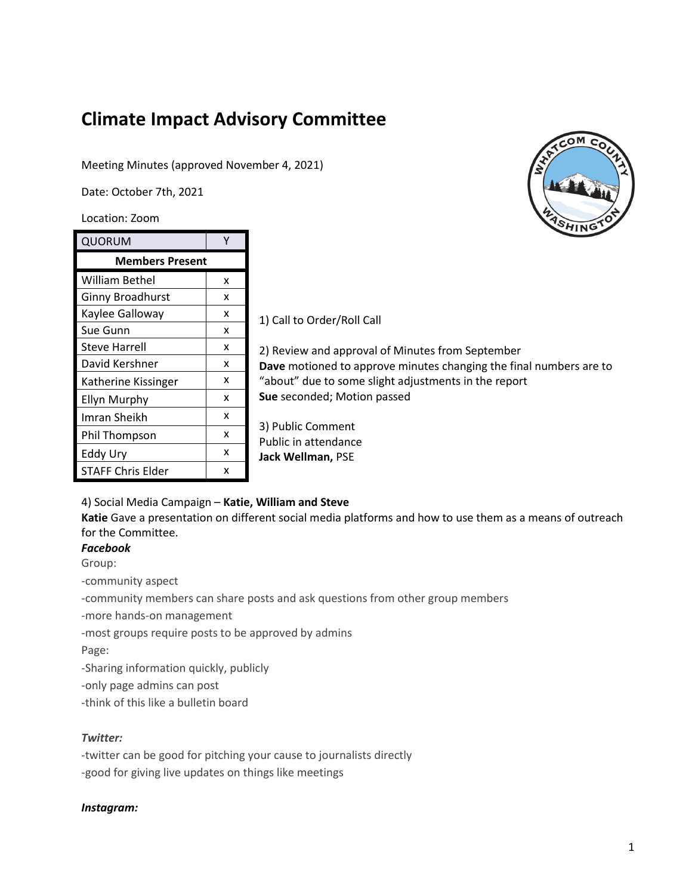# Climate Impact Advisory Committee

Meeting Minutes (approved November 4, 2021)

Date: October 7th, 2021

Location: Zoom

| QUORUM | Y |
|---|---|
| **Members Present** | |
| William Bethel | x |
| Ginny Broadhurst | x |
| Kaylee Galloway | x |
| Sue Gunn | x |
| Steve Harrell | x |
| David Kershner | x |
| Katherine Kissinger | x |
| Ellyn Murphy | x |
| Imran Sheikh | x |
| Phil Thompson | x |
| Eddy Ury | x |
| STAFF Chris Elder | x |

1) Call to Order/Roll Call

2) Review and approval of Minutes from September
**Dave** motioned to approve minutes changing the final numbers are to "about" due to some slight adjustments in the report
**Sue** seconded; Motion passed

3) Public Comment
Public in attendance
**Jack Wellman,** PSE

4) Social Media Campaign – **Katie, William and Steve**
**Katie** Gave a presentation on different social media platforms and how to use them as a means of outreach for the Committee.

***Facebook***

Group:

-community aspect

-community members can share posts and ask questions from other group members

-more hands-on management

-most groups require posts to be approved by admins

Page:

-Sharing information quickly, publicly

-only page admins can post

-think of this like a bulletin board

***Twitter:***

-twitter can be good for pitching your cause to journalists directly

-good for giving live updates on things like meetings

***Instagram:***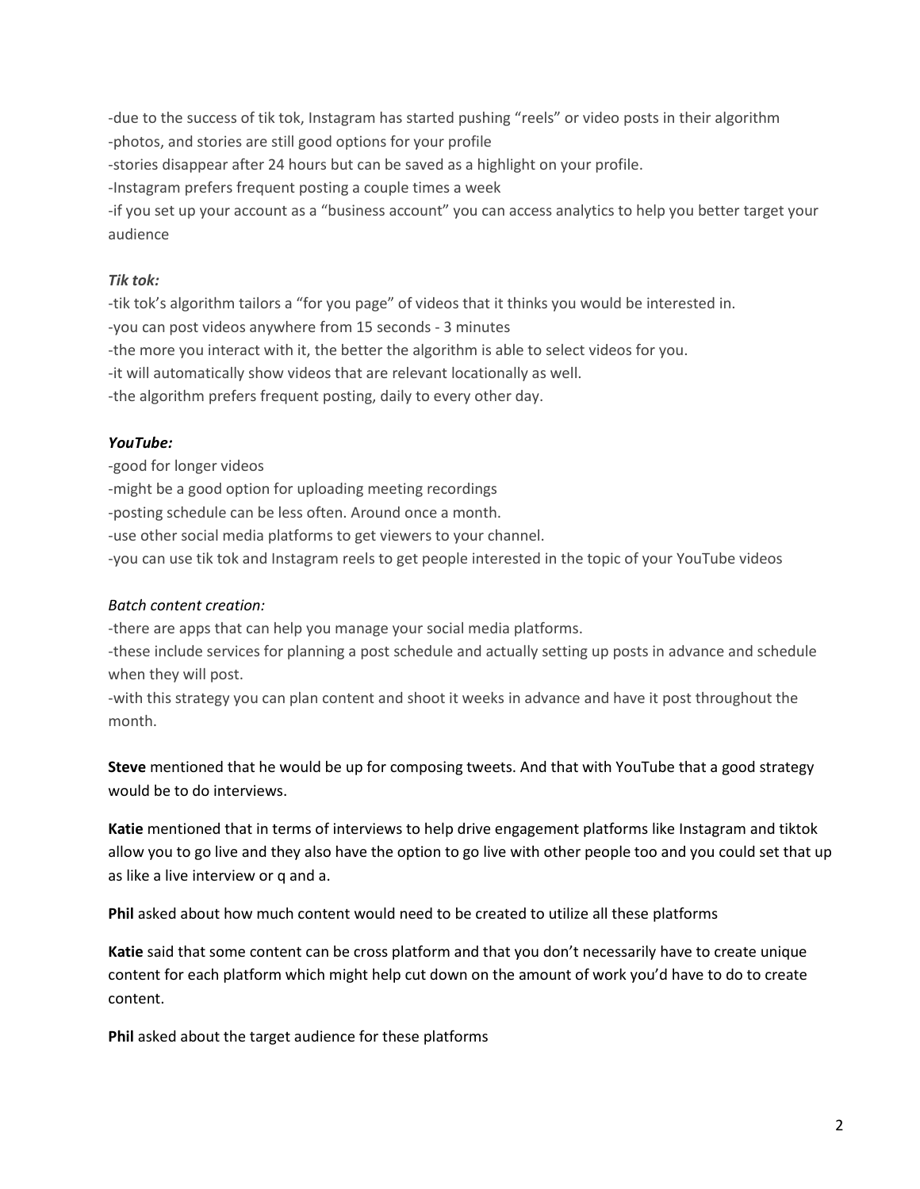-due to the success of tik tok, Instagram has started pushing "reels" or video posts in their algorithm
-photos, and stories are still good options for your profile
-stories disappear after 24 hours but can be saved as a highlight on your profile.
-Instagram prefers frequent posting a couple times a week
-if you set up your account as a "business account" you can access analytics to help you better target your audience

***Tik tok:***

-tik tok's algorithm tailors a "for you page" of videos that it thinks you would be interested in.
-you can post videos anywhere from 15 seconds - 3 minutes
-the more you interact with it, the better the algorithm is able to select videos for you.
-it will automatically show videos that are relevant locationally as well.
-the algorithm prefers frequent posting, daily to every other day.

***YouTube:***

-good for longer videos
-might be a good option for uploading meeting recordings
-posting schedule can be less often. Around once a month.
-use other social media platforms to get viewers to your channel.
-you can use tik tok and Instagram reels to get people interested in the topic of your YouTube videos

*Batch content creation:*

-there are apps that can help you manage your social media platforms.
-these include services for planning a post schedule and actually setting up posts in advance and schedule when they will post.
-with this strategy you can plan content and shoot it weeks in advance and have it post throughout the month.

**Steve** mentioned that he would be up for composing tweets. And that with YouTube that a good strategy would be to do interviews.

**Katie** mentioned that in terms of interviews to help drive engagement platforms like Instagram and tiktok allow you to go live and they also have the option to go live with other people too and you could set that up as like a live interview or q and a.

**Phil** asked about how much content would need to be created to utilize all these platforms

**Katie** said that some content can be cross platform and that you don't necessarily have to create unique content for each platform which might help cut down on the amount of work you'd have to do to create content.

**Phil** asked about the target audience for these platforms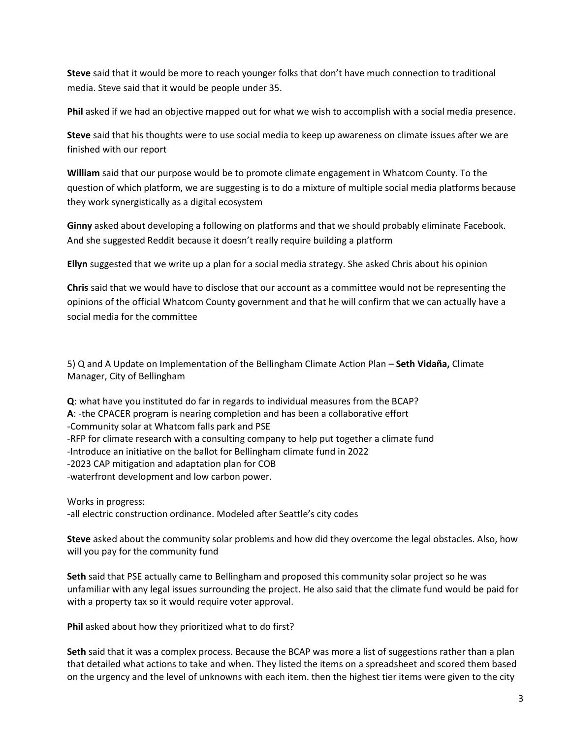**Steve** said that it would be more to reach younger folks that don't have much connection to traditional media. Steve said that it would be people under 35.

**Phil** asked if we had an objective mapped out for what we wish to accomplish with a social media presence.

**Steve** said that his thoughts were to use social media to keep up awareness on climate issues after we are finished with our report

**William** said that our purpose would be to promote climate engagement in Whatcom County. To the question of which platform, we are suggesting is to do a mixture of multiple social media platforms because they work synergistically as a digital ecosystem

**Ginny** asked about developing a following on platforms and that we should probably eliminate Facebook. And she suggested Reddit because it doesn't really require building a platform

**Ellyn** suggested that we write up a plan for a social media strategy. She asked Chris about his opinion

**Chris** said that we would have to disclose that our account as a committee would not be representing the opinions of the official Whatcom County government and that he will confirm that we can actually have a social media for the committee

5) Q and A Update on Implementation of the Bellingham Climate Action Plan – **Seth Vidaña,** Climate Manager, City of Bellingham

**Q**: what have you instituted do far in regards to individual measures from the BCAP?
**A**: -the CPACER program is nearing completion and has been a collaborative effort
-Community solar at Whatcom falls park and PSE
-RFP for climate research with a consulting company to help put together a climate fund
-Introduce an initiative on the ballot for Bellingham climate fund in 2022
-2023 CAP mitigation and adaptation plan for COB
-waterfront development and low carbon power.

Works in progress:
-all electric construction ordinance. Modeled after Seattle's city codes

**Steve** asked about the community solar problems and how did they overcome the legal obstacles. Also, how will you pay for the community fund

**Seth** said that PSE actually came to Bellingham and proposed this community solar project so he was unfamiliar with any legal issues surrounding the project. He also said that the climate fund would be paid for with a property tax so it would require voter approval.

**Phil** asked about how they prioritized what to do first?

**Seth** said that it was a complex process. Because the BCAP was more a list of suggestions rather than a plan that detailed what actions to take and when. They listed the items on a spreadsheet and scored them based on the urgency and the level of unknowns with each item. then the highest tier items were given to the city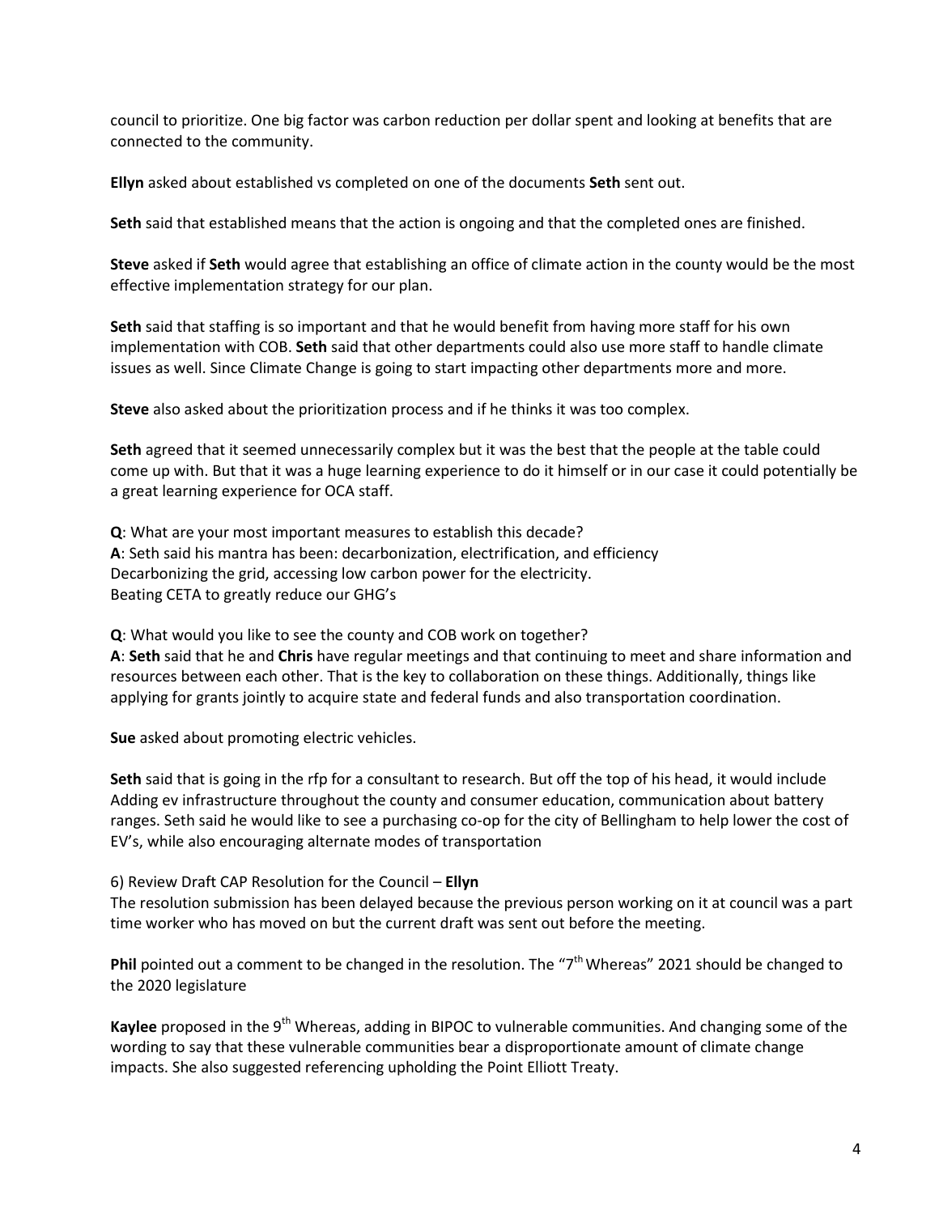council to prioritize. One big factor was carbon reduction per dollar spent and looking at benefits that are connected to the community.

**Ellyn** asked about established vs completed on one of the documents **Seth** sent out.

**Seth** said that established means that the action is ongoing and that the completed ones are finished.

**Steve** asked if **Seth** would agree that establishing an office of climate action in the county would be the most effective implementation strategy for our plan.

**Seth** said that staffing is so important and that he would benefit from having more staff for his own implementation with COB. **Seth** said that other departments could also use more staff to handle climate issues as well. Since Climate Change is going to start impacting other departments more and more.

**Steve** also asked about the prioritization process and if he thinks it was too complex.

**Seth** agreed that it seemed unnecessarily complex but it was the best that the people at the table could come up with. But that it was a huge learning experience to do it himself or in our case it could potentially be a great learning experience for OCA staff.

**Q**: What are your most important measures to establish this decade?
**A**: Seth said his mantra has been: decarbonization, electrification, and efficiency
Decarbonizing the grid, accessing low carbon power for the electricity.
Beating CETA to greatly reduce our GHG's

**Q**: What would you like to see the county and COB work on together?
**A**: **Seth** said that he and **Chris** have regular meetings and that continuing to meet and share information and resources between each other. That is the key to collaboration on these things. Additionally, things like applying for grants jointly to acquire state and federal funds and also transportation coordination.

**Sue** asked about promoting electric vehicles.

**Seth** said that is going in the rfp for a consultant to research. But off the top of his head, it would include Adding ev infrastructure throughout the county and consumer education, communication about battery ranges. Seth said he would like to see a purchasing co-op for the city of Bellingham to help lower the cost of EV's, while also encouraging alternate modes of transportation

6) Review Draft CAP Resolution for the Council – **Ellyn**
The resolution submission has been delayed because the previous person working on it at council was a part time worker who has moved on but the current draft was sent out before the meeting.

**Phil** pointed out a comment to be changed in the resolution. The "7th Whereas" 2021 should be changed to the 2020 legislature

**Kaylee** proposed in the 9th Whereas, adding in BIPOC to vulnerable communities. And changing some of the wording to say that these vulnerable communities bear a disproportionate amount of climate change impacts. She also suggested referencing upholding the Point Elliott Treaty.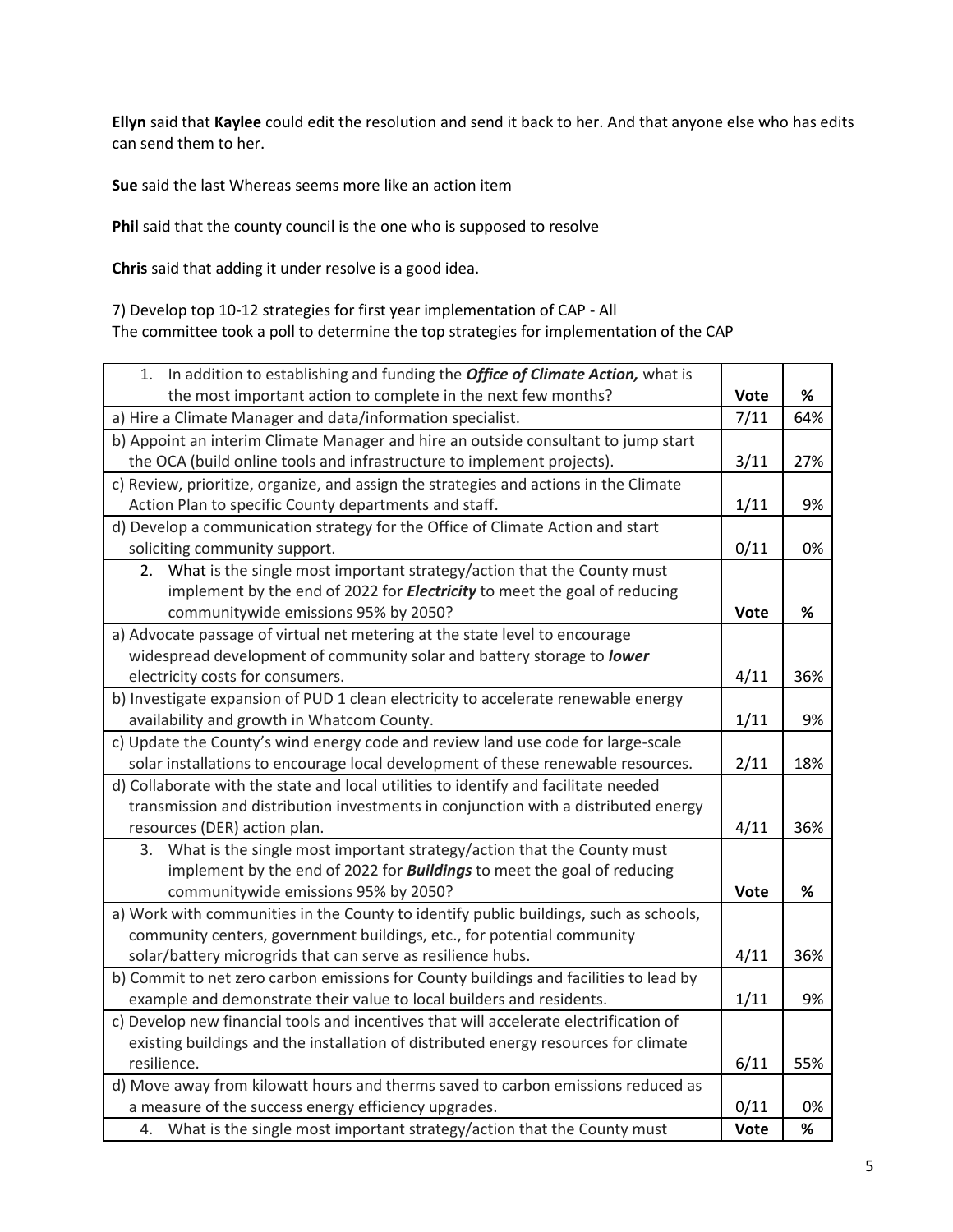**Ellyn** said that **Kaylee** could edit the resolution and send it back to her. And that anyone else who has edits can send them to her.

**Sue** said the last Whereas seems more like an action item

**Phil** said that the county council is the one who is supposed to resolve

**Chris** said that adding it under resolve is a good idea.

7) Develop top 10-12 strategies for first year implementation of CAP - All
The committee took a poll to determine the top strategies for implementation of the CAP

| 1. In addition to establishing and funding the ***Office of Climate Action,*** what is the most important action to complete in the next few months? | **Vote** | **%** |
|---|---|---|
| a) Hire a Climate Manager and data/information specialist. | 7/11 | 64% |
| b) Appoint an interim Climate Manager and hire an outside consultant to jump start the OCA (build online tools and infrastructure to implement projects). | 3/11 | 27% |
| c) Review, prioritize, organize, and assign the strategies and actions in the Climate Action Plan to specific County departments and staff. | 1/11 | 9% |
| d) Develop a communication strategy for the Office of Climate Action and start soliciting community support. | 0/11 | 0% |
| 2. What is the single most important strategy/action that the County must implement by the end of 2022 for ***Electricity*** to meet the goal of reducing communitywide emissions 95% by 2050? | **Vote** | **%** |
| a) Advocate passage of virtual net metering at the state level to encourage widespread development of community solar and battery storage to ***lower*** electricity costs for consumers. | 4/11 | 36% |
| b) Investigate expansion of PUD 1 clean electricity to accelerate renewable energy availability and growth in Whatcom County. | 1/11 | 9% |
| c) Update the County's wind energy code and review land use code for large-scale solar installations to encourage local development of these renewable resources. | 2/11 | 18% |
| d) Collaborate with the state and local utilities to identify and facilitate needed transmission and distribution investments in conjunction with a distributed energy resources (DER) action plan. | 4/11 | 36% |
| 3. What is the single most important strategy/action that the County must implement by the end of 2022 for ***Buildings*** to meet the goal of reducing communitywide emissions 95% by 2050? | **Vote** | **%** |
| a) Work with communities in the County to identify public buildings, such as schools, community centers, government buildings, etc., for potential community solar/battery microgrids that can serve as resilience hubs. | 4/11 | 36% |
| b) Commit to net zero carbon emissions for County buildings and facilities to lead by example and demonstrate their value to local builders and residents. | 1/11 | 9% |
| c) Develop new financial tools and incentives that will accelerate electrification of existing buildings and the installation of distributed energy resources for climate resilience. | 6/11 | 55% |
| d) Move away from kilowatt hours and therms saved to carbon emissions reduced as a measure of the success energy efficiency upgrades. | 0/11 | 0% |
| 4. What is the single most important strategy/action that the County must | **Vote** | **%** |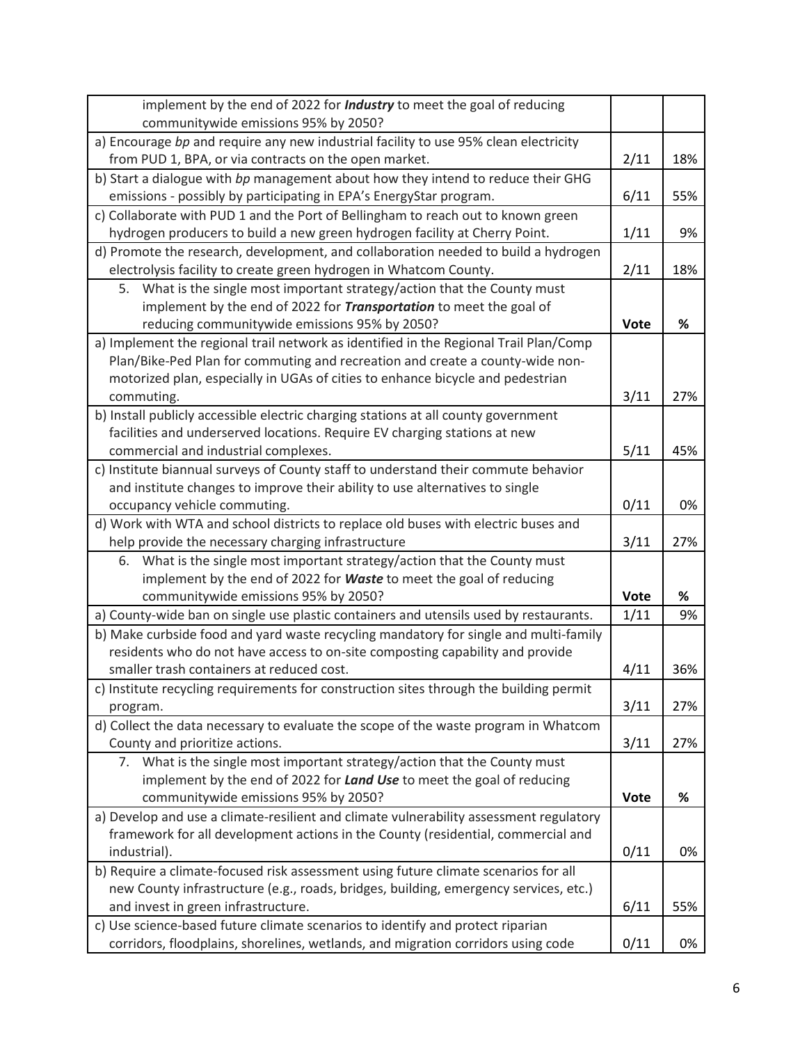| implement by the end of 2022 for ***Industry*** to meet the goal of reducing communitywide emissions 95% by 2050? | | |
|---|---|---|
| a) Encourage *bp* and require any new industrial facility to use 95% clean electricity from PUD 1, BPA, or via contracts on the open market. | 2/11 | 18% |
| b) Start a dialogue with *bp* management about how they intend to reduce their GHG emissions - possibly by participating in EPA's EnergyStar program. | 6/11 | 55% |
| c) Collaborate with PUD 1 and the Port of Bellingham to reach out to known green hydrogen producers to build a new green hydrogen facility at Cherry Point. | 1/11 | 9% |
| d) Promote the research, development, and collaboration needed to build a hydrogen electrolysis facility to create green hydrogen in Whatcom County. | 2/11 | 18% |
| 5. What is the single most important strategy/action that the County must implement by the end of 2022 for ***Transportation*** to meet the goal of reducing communitywide emissions 95% by 2050? | **Vote** | **%** |
| a) Implement the regional trail network as identified in the Regional Trail Plan/Comp Plan/Bike-Ped Plan for commuting and recreation and create a county-wide non-motorized plan, especially in UGAs of cities to enhance bicycle and pedestrian commuting. | 3/11 | 27% |
| b) Install publicly accessible electric charging stations at all county government facilities and underserved locations. Require EV charging stations at new commercial and industrial complexes. | 5/11 | 45% |
| c) Institute biannual surveys of County staff to understand their commute behavior and institute changes to improve their ability to use alternatives to single occupancy vehicle commuting. | 0/11 | 0% |
| d) Work with WTA and school districts to replace old buses with electric buses and help provide the necessary charging infrastructure | 3/11 | 27% |
| 6. What is the single most important strategy/action that the County must implement by the end of 2022 for ***Waste*** to meet the goal of reducing communitywide emissions 95% by 2050? | **Vote** | **%** |
| a) County-wide ban on single use plastic containers and utensils used by restaurants. | 1/11 | 9% |
| b) Make curbside food and yard waste recycling mandatory for single and multi-family residents who do not have access to on-site composting capability and provide smaller trash containers at reduced cost. | 4/11 | 36% |
| c) Institute recycling requirements for construction sites through the building permit program. | 3/11 | 27% |
| d) Collect the data necessary to evaluate the scope of the waste program in Whatcom County and prioritize actions. | 3/11 | 27% |
| 7. What is the single most important strategy/action that the County must implement by the end of 2022 for ***Land Use*** to meet the goal of reducing communitywide emissions 95% by 2050? | **Vote** | **%** |
| a) Develop and use a climate-resilient and climate vulnerability assessment regulatory framework for all development actions in the County (residential, commercial and industrial). | 0/11 | 0% |
| b) Require a climate-focused risk assessment using future climate scenarios for all new County infrastructure (e.g., roads, bridges, building, emergency services, etc.) and invest in green infrastructure. | 6/11 | 55% |
| c) Use science-based future climate scenarios to identify and protect riparian corridors, floodplains, shorelines, wetlands, and migration corridors using code | 0/11 | 0% |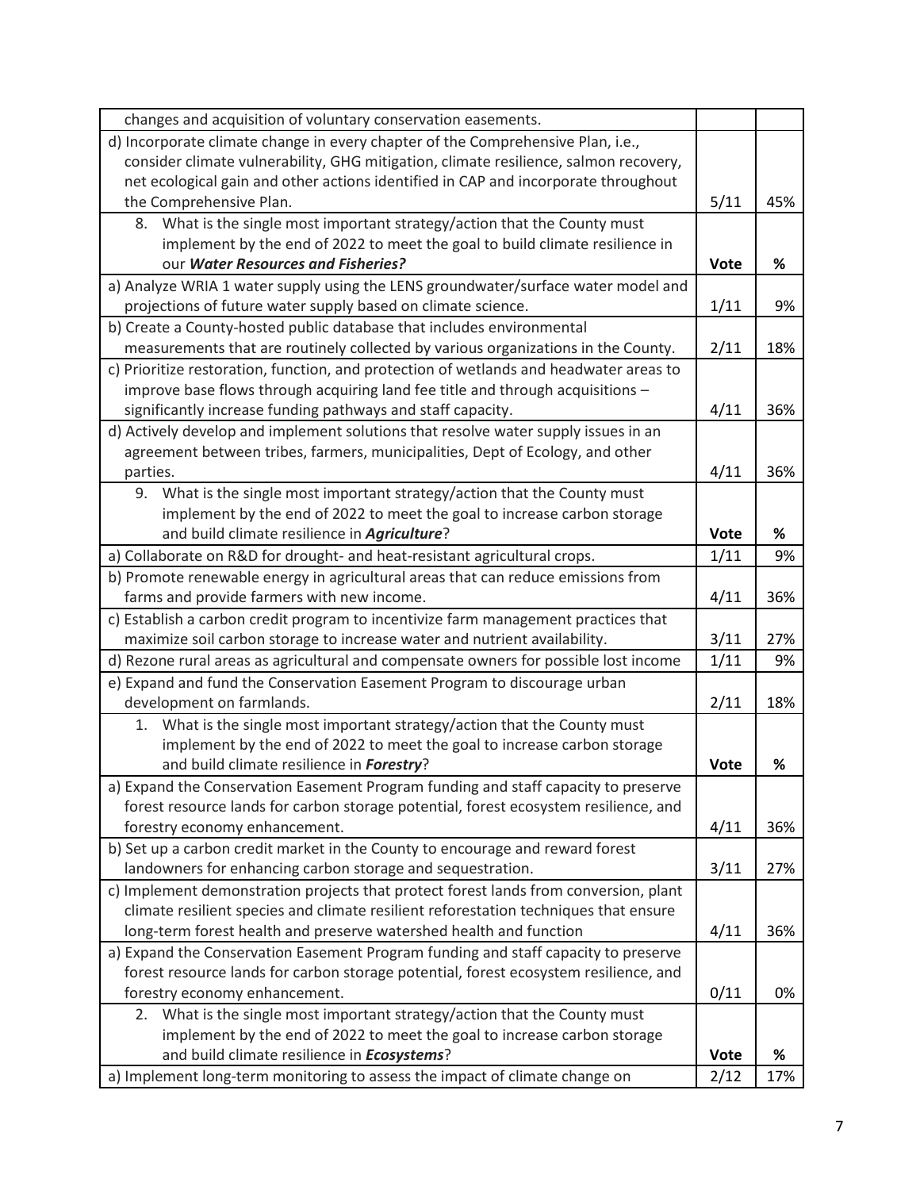| | | |
|---|---|---|
| changes and acquisition of voluntary conservation easements. | | |
| d) Incorporate climate change in every chapter of the Comprehensive Plan, i.e., consider climate vulnerability, GHG mitigation, climate resilience, salmon recovery, net ecological gain and other actions identified in CAP and incorporate throughout the Comprehensive Plan. | 5/11 | 45% |
| 8. What is the single most important strategy/action that the County must implement by the end of 2022 to meet the goal to build climate resilience in our ***Water Resources and Fisheries?*** | **Vote** | **%** |
| a) Analyze WRIA 1 water supply using the LENS groundwater/surface water model and projections of future water supply based on climate science. | 1/11 | 9% |
| b) Create a County-hosted public database that includes environmental measurements that are routinely collected by various organizations in the County. | 2/11 | 18% |
| c) Prioritize restoration, function, and protection of wetlands and headwater areas to improve base flows through acquiring land fee title and through acquisitions – significantly increase funding pathways and staff capacity. | 4/11 | 36% |
| d) Actively develop and implement solutions that resolve water supply issues in an agreement between tribes, farmers, municipalities, Dept of Ecology, and other parties. | 4/11 | 36% |
| 9. What is the single most important strategy/action that the County must implement by the end of 2022 to meet the goal to increase carbon storage and build climate resilience in ***Agriculture***? | **Vote** | **%** |
| a) Collaborate on R&D for drought- and heat-resistant agricultural crops. | 1/11 | 9% |
| b) Promote renewable energy in agricultural areas that can reduce emissions from farms and provide farmers with new income. | 4/11 | 36% |
| c) Establish a carbon credit program to incentivize farm management practices that maximize soil carbon storage to increase water and nutrient availability. | 3/11 | 27% |
| d) Rezone rural areas as agricultural and compensate owners for possible lost income | 1/11 | 9% |
| e) Expand and fund the Conservation Easement Program to discourage urban development on farmlands. | 2/11 | 18% |
| 1. What is the single most important strategy/action that the County must implement by the end of 2022 to meet the goal to increase carbon storage and build climate resilience in ***Forestry***? | **Vote** | **%** |
| a) Expand the Conservation Easement Program funding and staff capacity to preserve forest resource lands for carbon storage potential, forest ecosystem resilience, and forestry economy enhancement. | 4/11 | 36% |
| b) Set up a carbon credit market in the County to encourage and reward forest landowners for enhancing carbon storage and sequestration. | 3/11 | 27% |
| c) Implement demonstration projects that protect forest lands from conversion, plant climate resilient species and climate resilient reforestation techniques that ensure long-term forest health and preserve watershed health and function | 4/11 | 36% |
| a) Expand the Conservation Easement Program funding and staff capacity to preserve forest resource lands for carbon storage potential, forest ecosystem resilience, and forestry economy enhancement. | 0/11 | 0% |
| 2. What is the single most important strategy/action that the County must implement by the end of 2022 to meet the goal to increase carbon storage and build climate resilience in ***Ecosystems***? | **Vote** | **%** |
| a) Implement long-term monitoring to assess the impact of climate change on | 2/12 | 17% |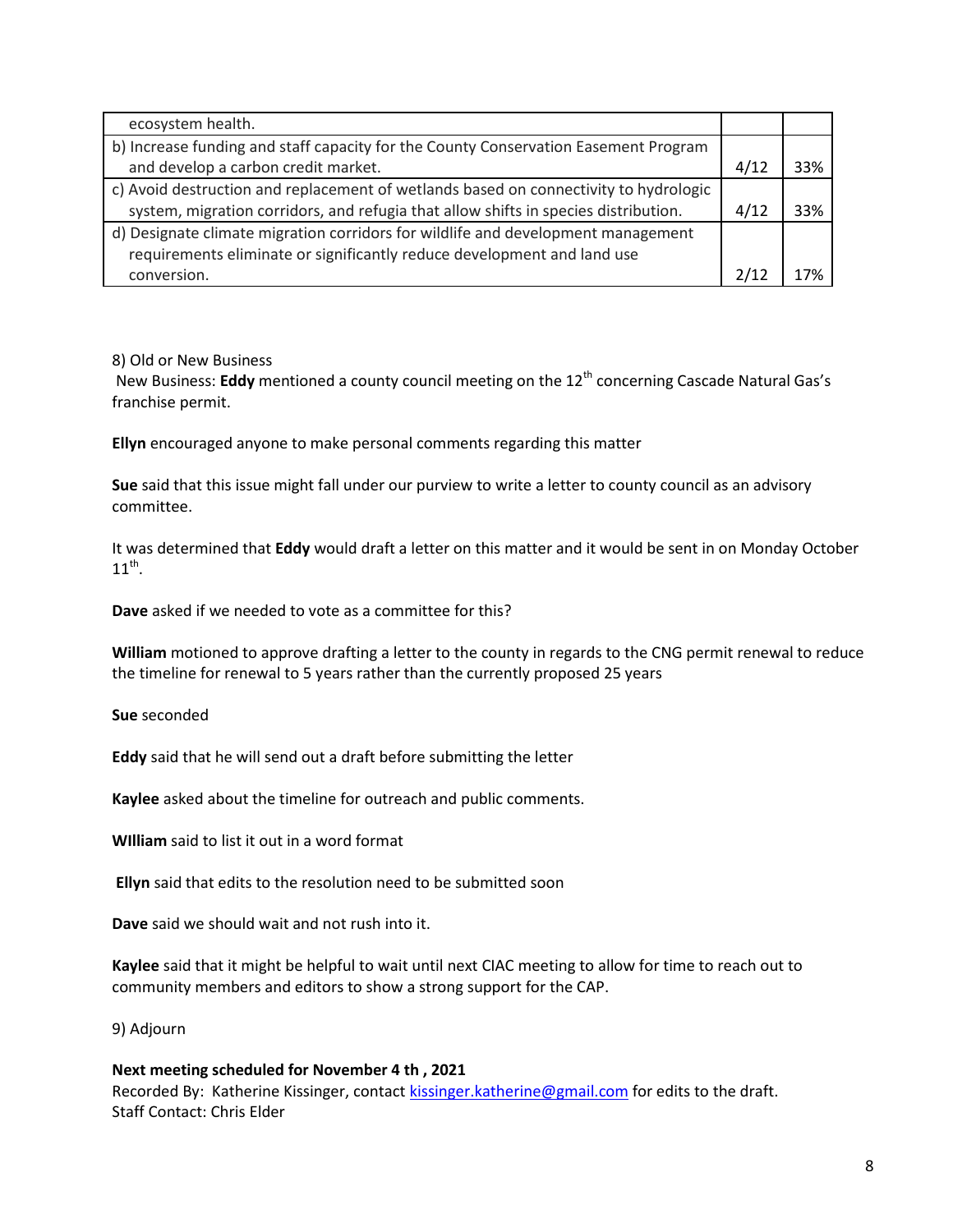| | | |
|---|---|---|
| ecosystem health. | | |
| b) Increase funding and staff capacity for the County Conservation Easement Program and develop a carbon credit market. | 4/12 | 33% |
| c) Avoid destruction and replacement of wetlands based on connectivity to hydrologic system, migration corridors, and refugia that allow shifts in species distribution. | 4/12 | 33% |
| d) Designate climate migration corridors for wildlife and development management requirements eliminate or significantly reduce development and land use conversion. | 2/12 | 17% |

8) Old or New Business

New Business: **Eddy** mentioned a county council meeting on the 12th concerning Cascade Natural Gas's franchise permit.

**Ellyn** encouraged anyone to make personal comments regarding this matter

**Sue** said that this issue might fall under our purview to write a letter to county council as an advisory committee.

It was determined that **Eddy** would draft a letter on this matter and it would be sent in on Monday October 11th.

**Dave** asked if we needed to vote as a committee for this?

**William** motioned to approve drafting a letter to the county in regards to the CNG permit renewal to reduce the timeline for renewal to 5 years rather than the currently proposed 25 years

**Sue** seconded

**Eddy** said that he will send out a draft before submitting the letter

**Kaylee** asked about the timeline for outreach and public comments.

**WIlliam** said to list it out in a word format

**Ellyn** said that edits to the resolution need to be submitted soon

**Dave** said we should wait and not rush into it.

**Kaylee** said that it might be helpful to wait until next CIAC meeting to allow for time to reach out to community members and editors to show a strong support for the CAP.

9) Adjourn

**Next meeting scheduled for November 4 th , 2021**

Recorded By: Katherine Kissinger, contact kissinger.katherine@gmail.com for edits to the draft.

Staff Contact: Chris Elder